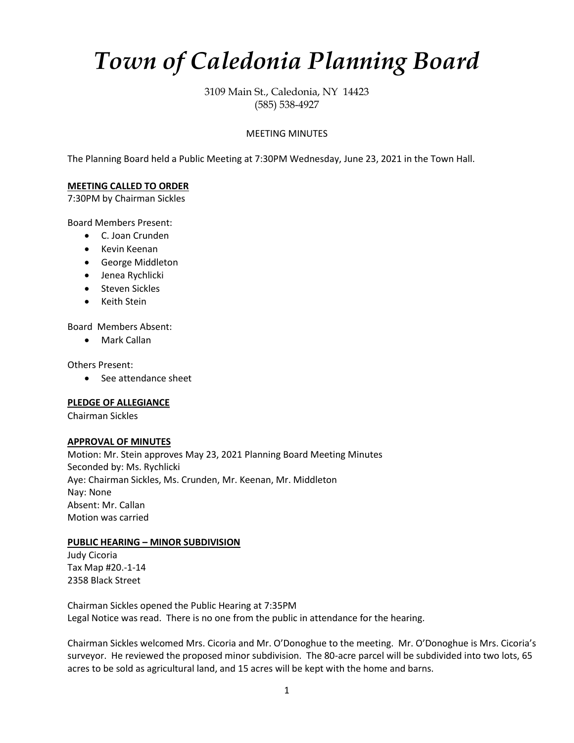// Town of Caledonia Planning Board

3109 Main St., Caledonia, NY 14423
(585) 538-4927

MEETING MINUTES

The Planning Board held a Public Meeting at 7:30PM Wednesday, June 23, 2021 in the Town Hall.

**MEETING CALLED TO ORDER**
7:30PM by Chairman Sickles

Board Members Present:

- C. Joan Crunden
- Kevin Keenan
- George Middleton
- Jenea Rychlicki
- Steven Sickles
- Keith Stein

Board Members Absent:

- Mark Callan

Others Present:

- See attendance sheet

**PLEDGE OF ALLEGIANCE**
Chairman Sickles

**APPROVAL OF MINUTES**
Motion: Mr. Stein approves May 23, 2021 Planning Board Meeting Minutes
Seconded by: Ms. Rychlicki
Aye: Chairman Sickles, Ms. Crunden, Mr. Keenan, Mr. Middleton
Nay: None
Absent: Mr. Callan
Motion was carried

**PUBLIC HEARING – MINOR SUBDIVISION**
Judy Cicoria
Tax Map #20.-1-14
2358 Black Street

Chairman Sickles opened the Public Hearing at 7:35PM
Legal Notice was read. There is no one from the public in attendance for the hearing.

Chairman Sickles welcomed Mrs. Cicoria and Mr. O'Donoghue to the meeting. Mr. O'Donoghue is Mrs. Cicoria's surveyor. He reviewed the proposed minor subdivision. The 80-acre parcel will be subdivided into two lots, 65 acres to be sold as agricultural land, and 15 acres will be kept with the home and barns.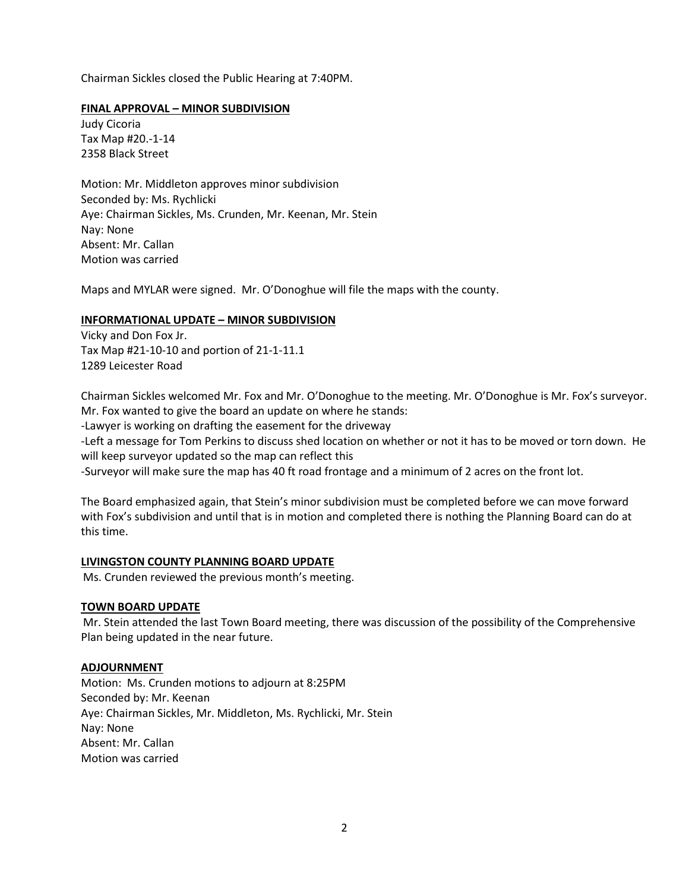Chairman Sickles closed the Public Hearing at 7:40PM.

**FINAL APPROVAL – MINOR SUBDIVISION**

Judy Cicoria
Tax Map #20.-1-14
2358 Black Street

Motion: Mr. Middleton approves minor subdivision
Seconded by: Ms. Rychlicki
Aye: Chairman Sickles, Ms. Crunden, Mr. Keenan, Mr. Stein
Nay: None
Absent: Mr. Callan
Motion was carried

Maps and MYLAR were signed. Mr. O'Donoghue will file the maps with the county.

**INFORMATIONAL UPDATE – MINOR SUBDIVISION**

Vicky and Don Fox Jr.
Tax Map #21-10-10 and portion of 21-1-11.1
1289 Leicester Road

Chairman Sickles welcomed Mr. Fox and Mr. O'Donoghue to the meeting. Mr. O'Donoghue is Mr. Fox's surveyor. Mr. Fox wanted to give the board an update on where he stands:
-Lawyer is working on drafting the easement for the driveway
-Left a message for Tom Perkins to discuss shed location on whether or not it has to be moved or torn down. He will keep surveyor updated so the map can reflect this
-Surveyor will make sure the map has 40 ft road frontage and a minimum of 2 acres on the front lot.

The Board emphasized again, that Stein's minor subdivision must be completed before we can move forward with Fox's subdivision and until that is in motion and completed there is nothing the Planning Board can do at this time.

**LIVINGSTON COUNTY PLANNING BOARD UPDATE**

Ms. Crunden reviewed the previous month's meeting.

**TOWN BOARD UPDATE**

Mr. Stein attended the last Town Board meeting, there was discussion of the possibility of the Comprehensive Plan being updated in the near future.

**ADJOURNMENT**

Motion: Ms. Crunden motions to adjourn at 8:25PM
Seconded by: Mr. Keenan
Aye: Chairman Sickles, Mr. Middleton, Ms. Rychlicki, Mr. Stein
Nay: None
Absent: Mr. Callan
Motion was carried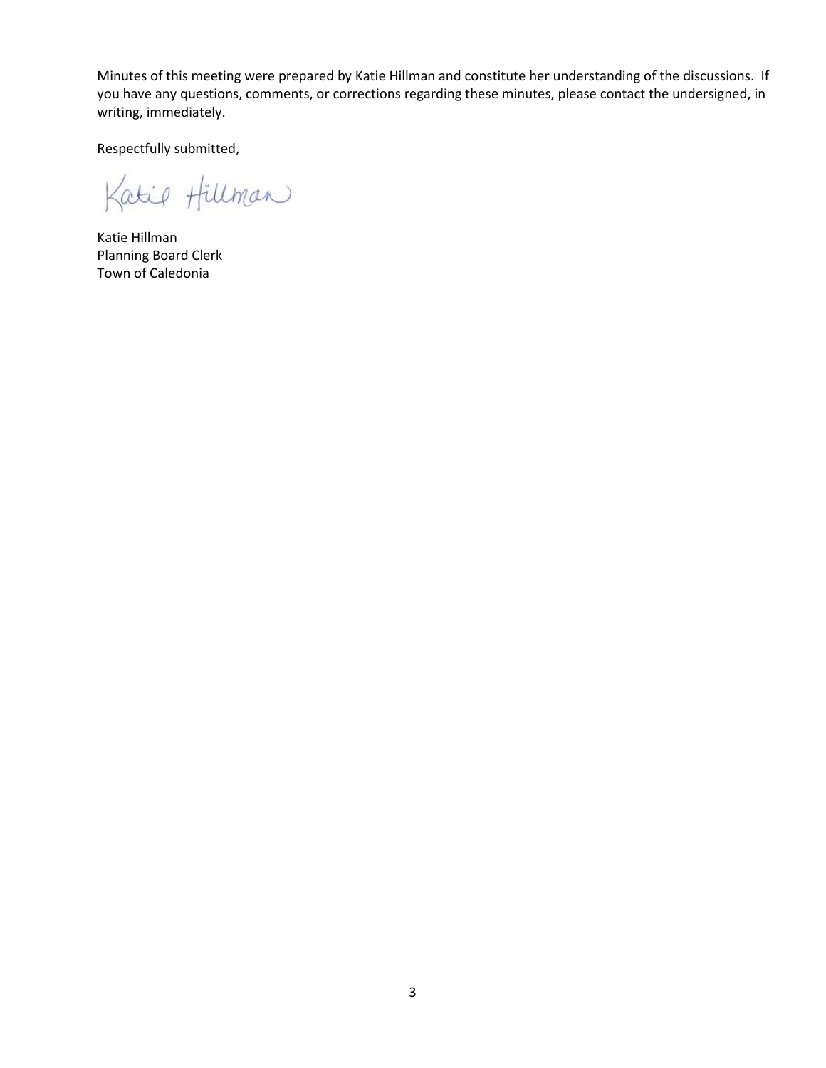Minutes of this meeting were prepared by Katie Hillman and constitute her understanding of the discussions. If you have any questions, comments, or corrections regarding these minutes, please contact the undersigned, in writing, immediately.

Respectfully submitted,

Katie Hillman

Katie Hillman  
Planning Board Clerk  
Town of Caledonia